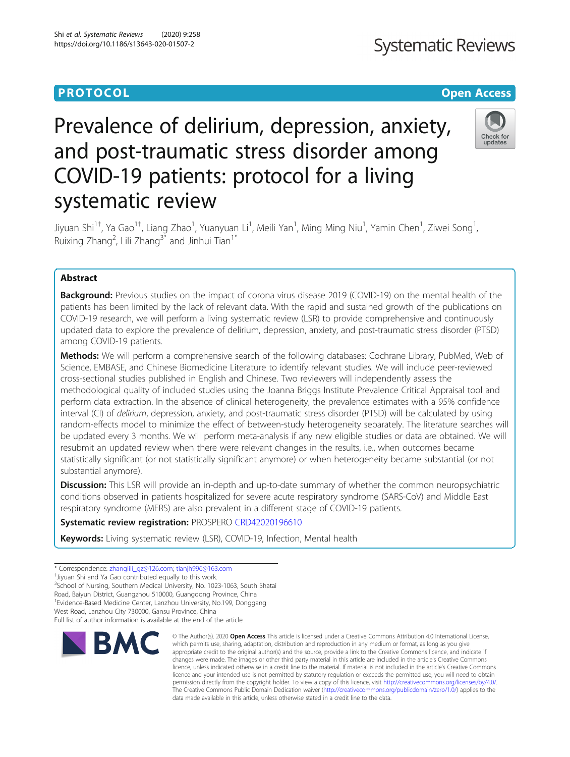PROTOCOL

Open Access

# Prevalence of delirium, depression, anxiety, and post-traumatic stress disorder among COVID-19 patients: protocol for a living systematic review

Jiyuan Shi[1†], Ya Gao[1†], Liang Zhao[1], Yuanyuan Li[1], Meili Yan[1], Ming Ming Niu[1], Yamin Chen[1], Ziwei Song[1], Ruixing Zhang[2], Lili Zhang[3*] and Jinhui Tian[1*]

## Abstract

**Background:** Previous studies on the impact of corona virus disease 2019 (COVID-19) on the mental health of the patients has been limited by the lack of relevant data. With the rapid and sustained growth of the publications on COVID-19 research, we will perform a living systematic review (LSR) to provide comprehensive and continuously updated data to explore the prevalence of delirium, depression, anxiety, and post-traumatic stress disorder (PTSD) among COVID-19 patients.

**Methods:** We will perform a comprehensive search of the following databases: Cochrane Library, PubMed, Web of Science, EMBASE, and Chinese Biomedicine Literature to identify relevant studies. We will include peer-reviewed cross-sectional studies published in English and Chinese. Two reviewers will independently assess the methodological quality of included studies using the Joanna Briggs Institute Prevalence Critical Appraisal tool and perform data extraction. In the absence of clinical heterogeneity, the prevalence estimates with a 95% confidence interval (CI) of *delirium*, depression, anxiety, and post-traumatic stress disorder (PTSD) will be calculated by using random-effects model to minimize the effect of between-study heterogeneity separately. The literature searches will be updated every 3 months. We will perform meta-analysis if any new eligible studies or data are obtained. We will resubmit an updated review when there were relevant changes in the results, i.e., when outcomes became statistically significant (or not statistically significant anymore) or when heterogeneity became substantial (or not substantial anymore).

**Discussion:** This LSR will provide an in-depth and up-to-date summary of whether the common neuropsychiatric conditions observed in patients hospitalized for severe acute respiratory syndrome (SARS-CoV) and Middle East respiratory syndrome (MERS) are also prevalent in a different stage of COVID-19 patients.

**Systematic review registration:** PROSPERO CRD42020196610

**Keywords:** Living systematic review (LSR), COVID-19, Infection, Mental health

---

\* Correspondence: zhanglili_gz@126.com; tianjh996@163.com

†Jiyuan Shi and Ya Gao contributed equally to this work.

[3]School of Nursing, Southern Medical University, No. 1023-1063, South Shatai Road, Baiyun District, Guangzhou 510000, Guangdong Province, China

[1]Evidence-Based Medicine Center, Lanzhou University, No.199, Donggang West Road, Lanzhou City 730000, Gansu Province, China

Full list of author information is available at the end of the article

© The Author(s). 2020 **Open Access** This article is licensed under a Creative Commons Attribution 4.0 International License, which permits use, sharing, adaptation, distribution and reproduction in any medium or format, as long as you give appropriate credit to the original author(s) and the source, provide a link to the Creative Commons licence, and indicate if changes were made. The images or other third party material in this article are included in the article's Creative Commons licence, unless indicated otherwise in a credit line to the material. If material is not included in the article's Creative Commons licence and your intended use is not permitted by statutory regulation or exceeds the permitted use, you will need to obtain permission directly from the copyright holder. To view a copy of this licence, visit http://creativecommons.org/licenses/by/4.0/. The Creative Commons Public Domain Dedication waiver (http://creativecommons.org/publicdomain/zero/1.0/) applies to the data made available in this article, unless otherwise stated in a credit line to the data.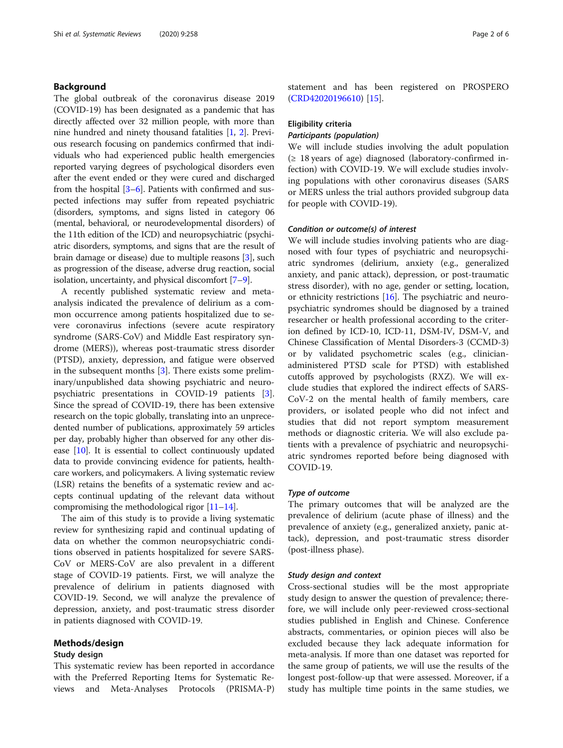## Background

The global outbreak of the coronavirus disease 2019 (COVID-19) has been designated as a pandemic that has directly affected over 32 million people, with more than nine hundred and ninety thousand fatalities [1, 2]. Previous research focusing on pandemics confirmed that individuals who had experienced public health emergencies reported varying degrees of psychological disorders even after the event ended or they were cured and discharged from the hospital [3–6]. Patients with confirmed and suspected infections may suffer from repeated psychiatric (disorders, symptoms, and signs listed in category 06 (mental, behavioral, or neurodevelopmental disorders) of the 11th edition of the ICD) and neuropsychiatric (psychiatric disorders, symptoms, and signs that are the result of brain damage or disease) due to multiple reasons [3], such as progression of the disease, adverse drug reaction, social isolation, uncertainty, and physical discomfort [7–9].

A recently published systematic review and meta-analysis indicated the prevalence of delirium as a common occurrence among patients hospitalized due to severe coronavirus infections (severe acute respiratory syndrome (SARS-CoV) and Middle East respiratory syndrome (MERS)), whereas post-traumatic stress disorder (PTSD), anxiety, depression, and fatigue were observed in the subsequent months [3]. There exists some preliminary/unpublished data showing psychiatric and neuropsychiatric presentations in COVID-19 patients [3]. Since the spread of COVID-19, there has been extensive research on the topic globally, translating into an unprecedented number of publications, approximately 59 articles per day, probably higher than observed for any other disease [10]. It is essential to collect continuously updated data to provide convincing evidence for patients, healthcare workers, and policymakers. A living systematic review (LSR) retains the benefits of a systematic review and accepts continual updating of the relevant data without compromising the methodological rigor [11–14].

The aim of this study is to provide a living systematic review for synthesizing rapid and continual updating of data on whether the common neuropsychiatric conditions observed in patients hospitalized for severe SARS-CoV or MERS-CoV are also prevalent in a different stage of COVID-19 patients. First, we will analyze the prevalence of delirium in patients diagnosed with COVID-19. Second, we will analyze the prevalence of depression, anxiety, and post-traumatic stress disorder in patients diagnosed with COVID-19.

## Methods/design

### Study design

This systematic review has been reported in accordance with the Preferred Reporting Items for Systematic Reviews and Meta-Analyses Protocols (PRISMA-P) statement and has been registered on PROSPERO (CRD42020196610) [15].

### Eligibility criteria

#### *Participants (population)*

We will include studies involving the adult population (≥ 18 years of age) diagnosed (laboratory-confirmed infection) with COVID-19. We will exclude studies involving populations with other coronavirus diseases (SARS or MERS unless the trial authors provided subgroup data for people with COVID-19).

#### *Condition or outcome(s) of interest*

We will include studies involving patients who are diagnosed with four types of psychiatric and neuropsychiatric syndromes (delirium, anxiety (e.g., generalized anxiety, and panic attack), depression, or post-traumatic stress disorder), with no age, gender or setting, location, or ethnicity restrictions [16]. The psychiatric and neuropsychiatric syndromes should be diagnosed by a trained researcher or health professional according to the criterion defined by ICD-10, ICD-11, DSM-IV, DSM-V, and Chinese Classification of Mental Disorders-3 (CCMD-3) or by validated psychometric scales (e.g., clinician-administered PTSD scale for PTSD) with established cutoffs approved by psychologists (RXZ). We will exclude studies that explored the indirect effects of SARS-CoV-2 on the mental health of family members, care providers, or isolated people who did not infect and studies that did not report symptom measurement methods or diagnostic criteria. We will also exclude patients with a prevalence of psychiatric and neuropsychiatric syndromes reported before being diagnosed with COVID-19.

#### *Type of outcome*

The primary outcomes that will be analyzed are the prevalence of delirium (acute phase of illness) and the prevalence of anxiety (e.g., generalized anxiety, panic attack), depression, and post-traumatic stress disorder (post-illness phase).

#### *Study design and context*

Cross-sectional studies will be the most appropriate study design to answer the question of prevalence; therefore, we will include only peer-reviewed cross-sectional studies published in English and Chinese. Conference abstracts, commentaries, or opinion pieces will also be excluded because they lack adequate information for meta-analysis. If more than one dataset was reported for the same group of patients, we will use the results of the longest post-follow-up that were assessed. Moreover, if a study has multiple time points in the same studies, we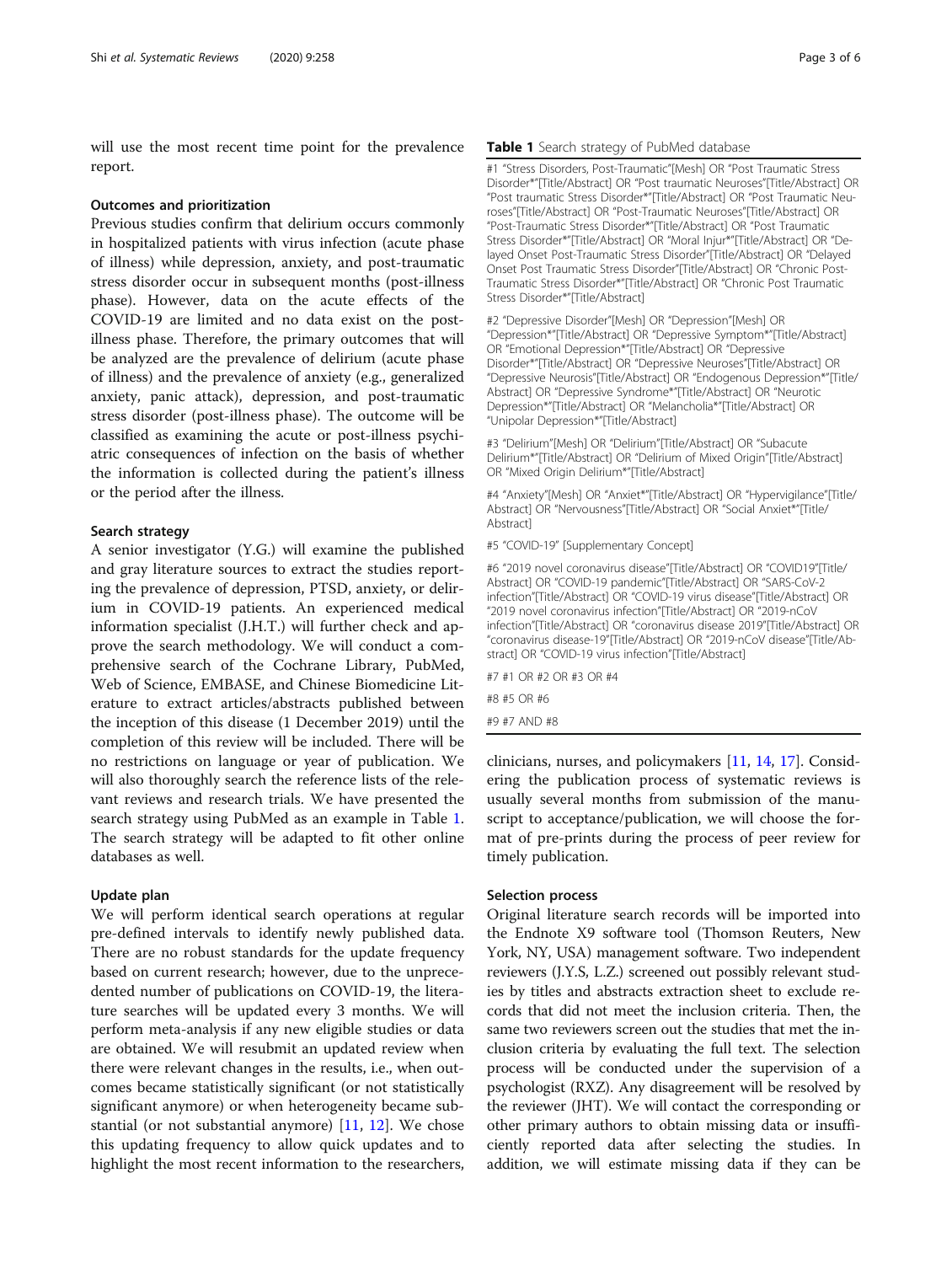will use the most recent time point for the prevalence report.

### Outcomes and prioritization

Previous studies confirm that delirium occurs commonly in hospitalized patients with virus infection (acute phase of illness) while depression, anxiety, and post-traumatic stress disorder occur in subsequent months (post-illness phase). However, data on the acute effects of the COVID-19 are limited and no data exist on the post-illness phase. Therefore, the primary outcomes that will be analyzed are the prevalence of delirium (acute phase of illness) and the prevalence of anxiety (e.g., generalized anxiety, panic attack), depression, and post-traumatic stress disorder (post-illness phase). The outcome will be classified as examining the acute or post-illness psychiatric consequences of infection on the basis of whether the information is collected during the patient's illness or the period after the illness.

### Search strategy

A senior investigator (Y.G.) will examine the published and gray literature sources to extract the studies reporting the prevalence of depression, PTSD, anxiety, or delirium in COVID-19 patients. An experienced medical information specialist (J.H.T.) will further check and approve the search methodology. We will conduct a comprehensive search of the Cochrane Library, PubMed, Web of Science, EMBASE, and Chinese Biomedicine Literature to extract articles/abstracts published between the inception of this disease (1 December 2019) until the completion of this review will be included. There will be no restrictions on language or year of publication. We will also thoroughly search the reference lists of the relevant reviews and research trials. We have presented the search strategy using PubMed as an example in Table 1. The search strategy will be adapted to fit other online databases as well.

**Table 1** Search strategy of PubMed database

| |
|---|
| #1 "Stress Disorders, Post-Traumatic"[Mesh] OR "Post Traumatic Stress Disorder*"[Title/Abstract] OR "Post traumatic Neuroses"[Title/Abstract] OR "Post traumatic Stress Disorder*"[Title/Abstract] OR "Post Traumatic Neuroses"[Title/Abstract] OR "Post-Traumatic Neuroses"[Title/Abstract] OR "Post-Traumatic Stress Disorder*"[Title/Abstract] OR "Post Traumatic Stress Disorder*"[Title/Abstract] OR "Moral Injur*"[Title/Abstract] OR "Delayed Onset Post-Traumatic Stress Disorder"[Title/Abstract] OR "Delayed Onset Post Traumatic Stress Disorder"[Title/Abstract] OR "Chronic Post-Traumatic Stress Disorder*"[Title/Abstract] OR "Chronic Post Traumatic Stress Disorder*"[Title/Abstract] |
| #2 "Depressive Disorder"[Mesh] OR "Depression"[Mesh] OR "Depression*"[Title/Abstract] OR "Depressive Symptom*"[Title/Abstract] OR "Emotional Depression*"[Title/Abstract] OR "Depressive Disorder*"[Title/Abstract] OR "Depressive Neuroses"[Title/Abstract] OR "Depressive Neurosis"[Title/Abstract] OR "Endogenous Depression*"[Title/Abstract] OR "Depressive Syndrome*"[Title/Abstract] OR "Neurotic Depression*"[Title/Abstract] OR "Melancholia*"[Title/Abstract] OR "Unipolar Depression*"[Title/Abstract] |
| #3 "Delirium"[Mesh] OR "Delirium"[Title/Abstract] OR "Subacute Delirium*"[Title/Abstract] OR "Delirium of Mixed Origin"[Title/Abstract] OR "Mixed Origin Delirium*"[Title/Abstract] |
| #4 "Anxiety"[Mesh] OR "Anxiet*"[Title/Abstract] OR "Hypervigilance"[Title/Abstract] OR "Nervousness"[Title/Abstract] OR "Social Anxiet*"[Title/Abstract] |
| #5 "COVID-19" [Supplementary Concept] |
| #6 "2019 novel coronavirus disease"[Title/Abstract] OR "COVID19"[Title/Abstract] OR "COVID-19 pandemic"[Title/Abstract] OR "SARS-CoV-2 infection"[Title/Abstract] OR "COVID-19 virus disease"[Title/Abstract] OR "2019 novel coronavirus infection"[Title/Abstract] OR "2019-nCoV infection"[Title/Abstract] OR "coronavirus disease 2019"[Title/Abstract] OR "coronavirus disease-19"[Title/Abstract] OR "2019-nCoV disease"[Title/Abstract] OR "COVID-19 virus infection"[Title/Abstract] |
| #7 #1 OR #2 OR #3 OR #4 |
| #8 #5 OR #6 |
| #9 #7 AND #8 |

### Update plan

We will perform identical search operations at regular pre-defined intervals to identify newly published data. There are no robust standards for the update frequency based on current research; however, due to the unprecedented number of publications on COVID-19, the literature searches will be updated every 3 months. We will perform meta-analysis if any new eligible studies or data are obtained. We will resubmit an updated review when there were relevant changes in the results, i.e., when outcomes became statistically significant (or not statistically significant anymore) or when heterogeneity became substantial (or not substantial anymore) [11, 12]. We chose this updating frequency to allow quick updates and to highlight the most recent information to the researchers, clinicians, nurses, and policymakers [11, 14, 17]. Considering the publication process of systematic reviews is usually several months from submission of the manuscript to acceptance/publication, we will choose the format of pre-prints during the process of peer review for timely publication.

### Selection process

Original literature search records will be imported into the Endnote X9 software tool (Thomson Reuters, New York, NY, USA) management software. Two independent reviewers (J.Y.S, L.Z.) screened out possibly relevant studies by titles and abstracts extraction sheet to exclude records that did not meet the inclusion criteria. Then, the same two reviewers screen out the studies that met the inclusion criteria by evaluating the full text. The selection process will be conducted under the supervision of a psychologist (RXZ). Any disagreement will be resolved by the reviewer (JHT). We will contact the corresponding or other primary authors to obtain missing data or insufficiently reported data after selecting the studies. In addition, we will estimate missing data if they can be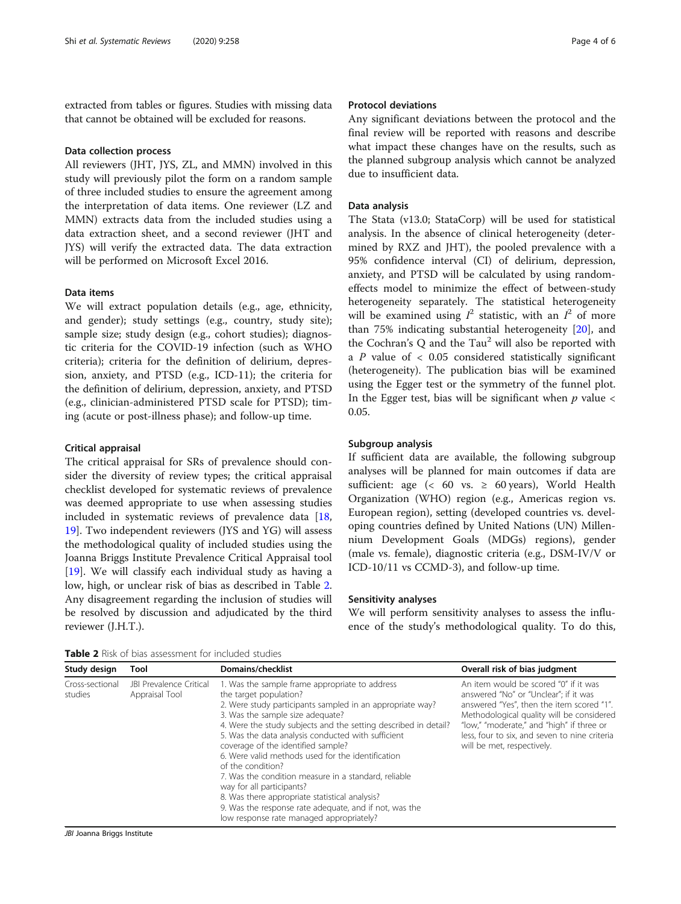extracted from tables or figures. Studies with missing data that cannot be obtained will be excluded for reasons.

### Data collection process

All reviewers (JHT, JYS, ZL, and MMN) involved in this study will previously pilot the form on a random sample of three included studies to ensure the agreement among the interpretation of data items. One reviewer (LZ and MMN) extracts data from the included studies using a data extraction sheet, and a second reviewer (JHT and JYS) will verify the extracted data. The data extraction will be performed on Microsoft Excel 2016.

### Data items

We will extract population details (e.g., age, ethnicity, and gender); study settings (e.g., country, study site); sample size; study design (e.g., cohort studies); diagnostic criteria for the COVID-19 infection (such as WHO criteria); criteria for the definition of delirium, depression, anxiety, and PTSD (e.g., ICD-11); the criteria for the definition of delirium, depression, anxiety, and PTSD (e.g., clinician-administered PTSD scale for PTSD); timing (acute or post-illness phase); and follow-up time.

### Critical appraisal

The critical appraisal for SRs of prevalence should consider the diversity of review types; the critical appraisal checklist developed for systematic reviews of prevalence was deemed appropriate to use when assessing studies included in systematic reviews of prevalence data [18, 19]. Two independent reviewers (JYS and YG) will assess the methodological quality of included studies using the Joanna Briggs Institute Prevalence Critical Appraisal tool [19]. We will classify each individual study as having a low, high, or unclear risk of bias as described in Table 2. Any disagreement regarding the inclusion of studies will be resolved by discussion and adjudicated by the third reviewer (J.H.T.).

### Protocol deviations

Any significant deviations between the protocol and the final review will be reported with reasons and describe what impact these changes have on the results, such as the planned subgroup analysis which cannot be analyzed due to insufficient data.

### Data analysis

The Stata (v13.0; StataCorp) will be used for statistical analysis. In the absence of clinical heterogeneity (determined by RXZ and JHT), the pooled prevalence with a 95% confidence interval (CI) of delirium, depression, anxiety, and PTSD will be calculated by using random-effects model to minimize the effect of between-study heterogeneity separately. The statistical heterogeneity will be examined using $I^2$ statistic, with an $I^2$ of more than 75% indicating substantial heterogeneity [20], and the Cochran's Q and the $Tau^2$ will also be reported with a $P$ value of $< 0.05$ considered statistically significant (heterogeneity). The publication bias will be examined using the Egger test or the symmetry of the funnel plot. In the Egger test, bias will be significant when $p$ value $< 0.05$.

### Subgroup analysis

If sufficient data are available, the following subgroup analyses will be planned for main outcomes if data are sufficient: age (< 60 vs. ≥ 60 years), World Health Organization (WHO) region (e.g., Americas region vs. European region), setting (developed countries vs. developing countries defined by United Nations (UN) Millennium Development Goals (MDGs) regions), gender (male vs. female), diagnostic criteria (e.g., DSM-IV/V or ICD-10/11 vs CCMD-3), and follow-up time.

### Sensitivity analyses

We will perform sensitivity analyses to assess the influence of the study's methodological quality. To do this,

**Table 2** Risk of bias assessment for included studies

| Study design | Tool | Domains/checklist | Overall risk of bias judgment |
|---|---|---|---|
| Cross-sectional studies | JBI Prevalence Critical Appraisal Tool | 1. Was the sample frame appropriate to address the target population?<br>2. Were study participants sampled in an appropriate way?<br>3. Was the sample size adequate?<br>4. Were the study subjects and the setting described in detail?<br>5. Was the data analysis conducted with sufficient coverage of the identified sample?<br>6. Were valid methods used for the identification of the condition?<br>7. Was the condition measure in a standard, reliable way for all participants?<br>8. Was there appropriate statistical analysis?<br>9. Was the response rate adequate, and if not, was the low response rate managed appropriately? | An item would be scored "0" if it was answered "No" or "Unclear"; if it was answered "Yes", then the item scored "1". Methodological quality will be considered "low," "moderate," and "high" if three or less, four to six, and seven to nine criteria will be met, respectively. |

*JBI* Joanna Briggs Institute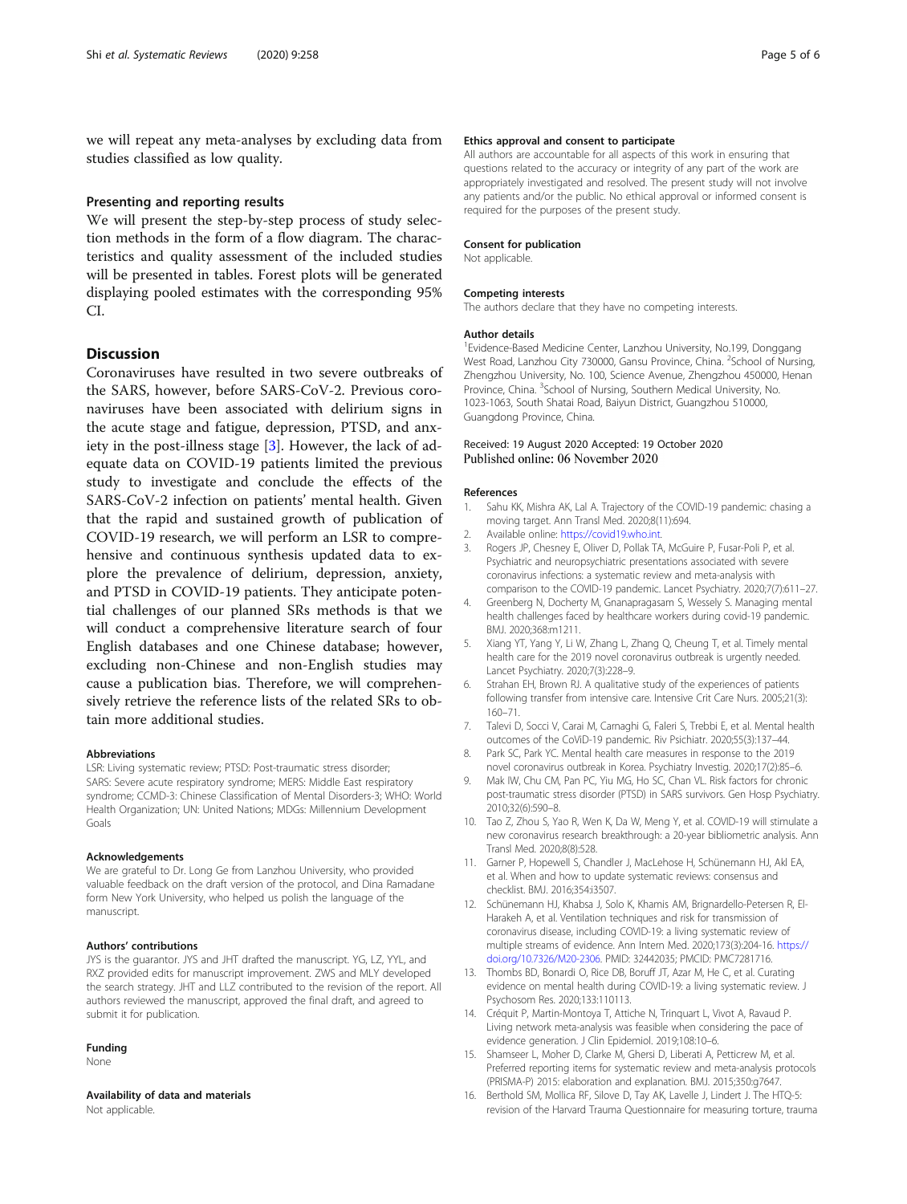we will repeat any meta-analyses by excluding data from studies classified as low quality.

### Presenting and reporting results

We will present the step-by-step process of study selection methods in the form of a flow diagram. The characteristics and quality assessment of the included studies will be presented in tables. Forest plots will be generated displaying pooled estimates with the corresponding 95% CI.

## Discussion

Coronaviruses have resulted in two severe outbreaks of the SARS, however, before SARS-CoV-2. Previous coronaviruses have been associated with delirium signs in the acute stage and fatigue, depression, PTSD, and anxiety in the post-illness stage [3]. However, the lack of adequate data on COVID-19 patients limited the previous study to investigate and conclude the effects of the SARS-CoV-2 infection on patients' mental health. Given that the rapid and sustained growth of publication of COVID-19 research, we will perform an LSR to comprehensive and continuous synthesis updated data to explore the prevalence of delirium, depression, anxiety, and PTSD in COVID-19 patients. They anticipate potential challenges of our planned SRs methods is that we will conduct a comprehensive literature search of four English databases and one Chinese database; however, excluding non-Chinese and non-English studies may cause a publication bias. Therefore, we will comprehensively retrieve the reference lists of the related SRs to obtain more additional studies.

#### Abbreviations

LSR: Living systematic review; PTSD: Post-traumatic stress disorder; SARS: Severe acute respiratory syndrome; MERS: Middle East respiratory syndrome; CCMD-3: Chinese Classification of Mental Disorders-3; WHO: World Health Organization; UN: United Nations; MDGs: Millennium Development Goals

#### Acknowledgements

We are grateful to Dr. Long Ge from Lanzhou University, who provided valuable feedback on the draft version of the protocol, and Dina Ramadane form New York University, who helped us polish the language of the manuscript.

#### Authors' contributions

JYS is the guarantor. JYS and JHT drafted the manuscript. YG, LZ, YYL, and RXZ provided edits for manuscript improvement. ZWS and MLY developed the search strategy. JHT and LLZ contributed to the revision of the report. All authors reviewed the manuscript, approved the final draft, and agreed to submit it for publication.

#### Funding

None

#### Availability of data and materials

Not applicable.

#### Ethics approval and consent to participate

All authors are accountable for all aspects of this work in ensuring that questions related to the accuracy or integrity of any part of the work are appropriately investigated and resolved. The present study will not involve any patients and/or the public. No ethical approval or informed consent is required for the purposes of the present study.

#### Consent for publication

Not applicable.

#### Competing interests

The authors declare that they have no competing interests.

#### Author details

[1]Evidence-Based Medicine Center, Lanzhou University, No.199, Donggang West Road, Lanzhou City 730000, Gansu Province, China. [2]School of Nursing, Zhengzhou University, No. 100, Science Avenue, Zhengzhou 450000, Henan Province, China. [3]School of Nursing, Southern Medical University, No. 1023-1063, South Shatai Road, Baiyun District, Guangzhou 510000, Guangdong Province, China.

Received: 19 August 2020 Accepted: 19 October 2020
Published online: 06 November 2020

#### References

1. Sahu KK, Mishra AK, Lal A. Trajectory of the COVID-19 pandemic: chasing a moving target. Ann Transl Med. 2020;8(11):694.
2. Available online: https://covid19.who.int.
3. Rogers JP, Chesney E, Oliver D, Pollak TA, McGuire P, Fusar-Poli P, et al. Psychiatric and neuropsychiatric presentations associated with severe coronavirus infections: a systematic review and meta-analysis with comparison to the COVID-19 pandemic. Lancet Psychiatry. 2020;7(7):611–27.
4. Greenberg N, Docherty M, Gnanapragasam S, Wessely S. Managing mental health challenges faced by healthcare workers during covid-19 pandemic. BMJ. 2020;368:m1211.
5. Xiang YT, Yang Y, Li W, Zhang L, Zhang Q, Cheung T, et al. Timely mental health care for the 2019 novel coronavirus outbreak is urgently needed. Lancet Psychiatry. 2020;7(3):228–9.
6. Strahan EH, Brown RJ. A qualitative study of the experiences of patients following transfer from intensive care. Intensive Crit Care Nurs. 2005;21(3): 160–71.
7. Talevi D, Socci V, Carai M, Carnaghi G, Faleri S, Trebbi E, et al. Mental health outcomes of the CoViD-19 pandemic. Riv Psichiatr. 2020;55(3):137–44.
8. Park SC, Park YC. Mental health care measures in response to the 2019 novel coronavirus outbreak in Korea. Psychiatry Investig. 2020;17(2):85–6.
9. Mak IW, Chu CM, Pan PC, Yiu MG, Ho SC, Chan VL. Risk factors for chronic post-traumatic stress disorder (PTSD) in SARS survivors. Gen Hosp Psychiatry. 2010;32(6):590–8.
10. Tao Z, Zhou S, Yao R, Wen K, Da W, Meng Y, et al. COVID-19 will stimulate a new coronavirus research breakthrough: a 20-year bibliometric analysis. Ann Transl Med. 2020;8(8):528.
11. Garner P, Hopewell S, Chandler J, MacLehose H, Schünemann HJ, Akl EA, et al. When and how to update systematic reviews: consensus and checklist. BMJ. 2016;354:i3507.
12. Schünemann HJ, Khabsa J, Solo K, Khamis AM, Brignardello-Petersen R, El-Harakeh A, et al. Ventilation techniques and risk for transmission of coronavirus disease, including COVID-19: a living systematic review of multiple streams of evidence. Ann Intern Med. 2020;173(3):204-16. https://doi.org/10.7326/M20-2306. PMID: 32442035; PMCID: PMC7281716.
13. Thombs BD, Bonardi O, Rice DB, Boruff JT, Azar M, He C, et al. Curating evidence on mental health during COVID-19: a living systematic review. J Psychosom Res. 2020;133:110113.
14. Créquit P, Martin-Montoya T, Attiche N, Trinquart L, Vivot A, Ravaud P. Living network meta-analysis was feasible when considering the pace of evidence generation. J Clin Epidemiol. 2019;108:10–6.
15. Shamseer L, Moher D, Clarke M, Ghersi D, Liberati A, Petticrew M, et al. Preferred reporting items for systematic review and meta-analysis protocols (PRISMA-P) 2015: elaboration and explanation. BMJ. 2015;350:g7647.
16. Berthold SM, Mollica RF, Silove D, Tay AK, Lavelle J, Lindert J. The HTQ-5: revision of the Harvard Trauma Questionnaire for measuring torture, trauma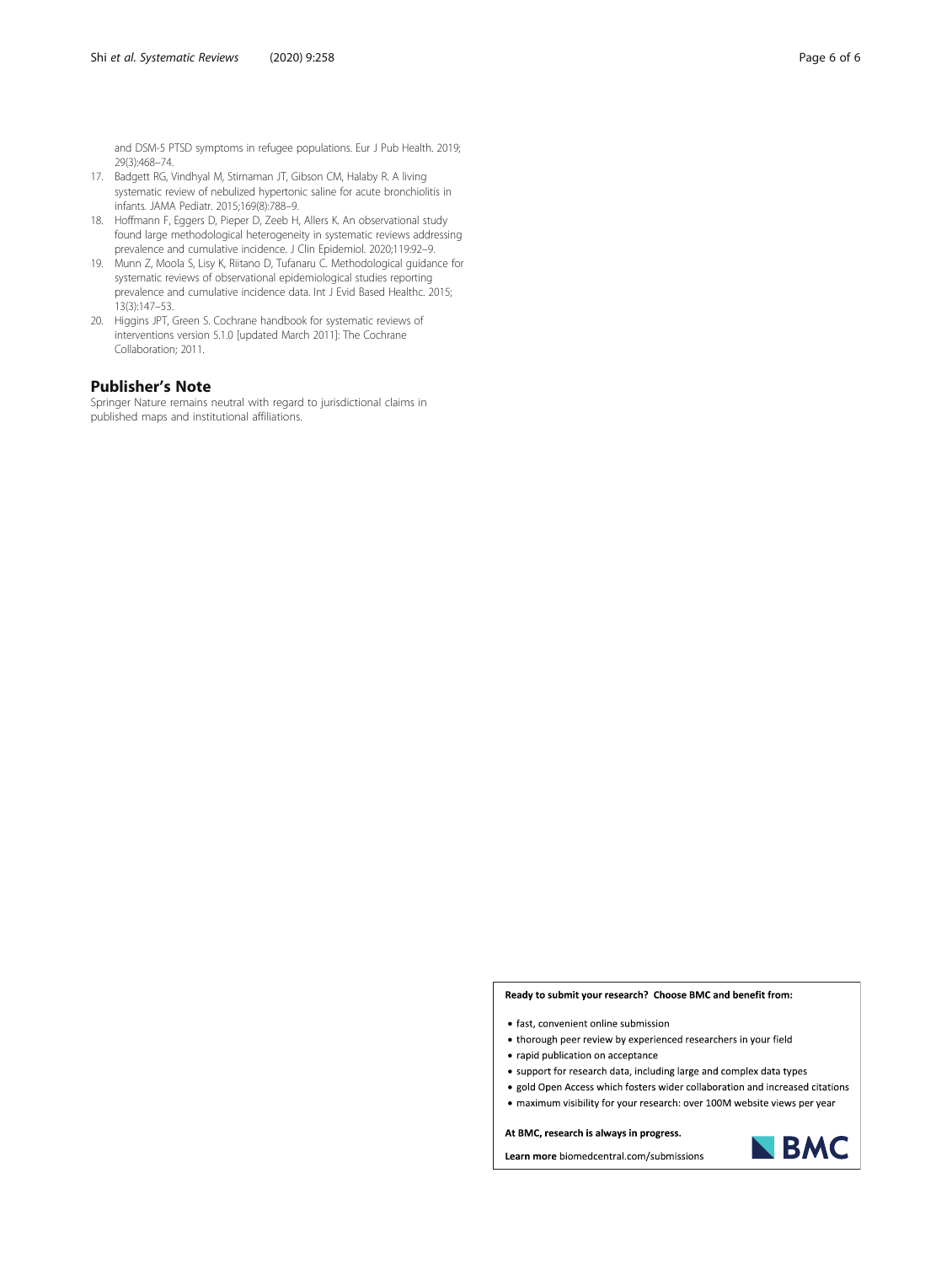and DSM-5 PTSD symptoms in refugee populations. Eur J Pub Health. 2019; 29(3):468–74.

17. Badgett RG, Vindhyal M, Stirnaman JT, Gibson CM, Halaby R. A living systematic review of nebulized hypertonic saline for acute bronchiolitis in infants. JAMA Pediatr. 2015;169(8):788–9.
18. Hoffmann F, Eggers D, Pieper D, Zeeb H, Allers K. An observational study found large methodological heterogeneity in systematic reviews addressing prevalence and cumulative incidence. J Clin Epidemiol. 2020;119:92–9.
19. Munn Z, Moola S, Lisy K, Riitano D, Tufanaru C. Methodological guidance for systematic reviews of observational epidemiological studies reporting prevalence and cumulative incidence data. Int J Evid Based Healthc. 2015; 13(3):147–53.
20. Higgins JPT, Green S. Cochrane handbook for systematic reviews of interventions version 5.1.0 [updated March 2011]: The Cochrane Collaboration; 2011.

## Publisher's Note

Springer Nature remains neutral with regard to jurisdictional claims in published maps and institutional affiliations.

**Ready to submit your research? Choose BMC and benefit from:**

- fast, convenient online submission
- thorough peer review by experienced researchers in your field
- rapid publication on acceptance
- support for research data, including large and complex data types
- gold Open Access which fosters wider collaboration and increased citations
- maximum visibility for your research: over 100M website views per year

**At BMC, research is always in progress.**

**Learn more** biomedcentral.com/submissions

BMC